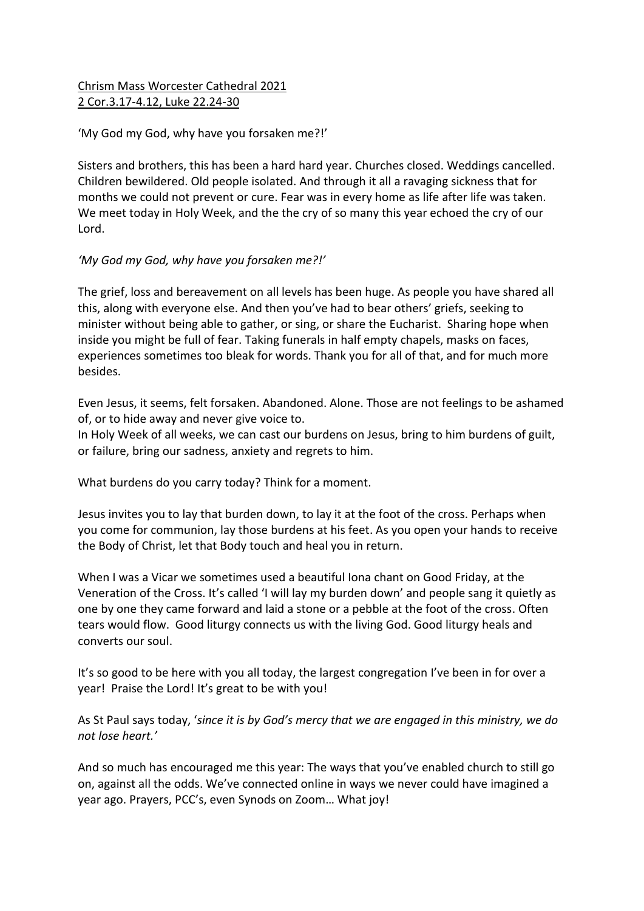Chrism Mass Worcester Cathedral 2021
2 Cor.3.17-4.12, Luke 22.24-30

'My God my God, why have you forsaken me?!'

Sisters and brothers, this has been a hard hard year. Churches closed. Weddings cancelled. Children bewildered. Old people isolated. And through it all a ravaging sickness that for months we could not prevent or cure. Fear was in every home as life after life was taken. We meet today in Holy Week, and the the cry of so many this year echoed the cry of our Lord.

*'My God my God, why have you forsaken me?!'*

The grief, loss and bereavement on all levels has been huge. As people you have shared all this, along with everyone else. And then you've had to bear others' griefs, seeking to minister without being able to gather, or sing, or share the Eucharist. Sharing hope when inside you might be full of fear. Taking funerals in half empty chapels, masks on faces, experiences sometimes too bleak for words. Thank you for all of that, and for much more besides.

Even Jesus, it seems, felt forsaken. Abandoned. Alone. Those are not feelings to be ashamed of, or to hide away and never give voice to.
In Holy Week of all weeks, we can cast our burdens on Jesus, bring to him burdens of guilt, or failure, bring our sadness, anxiety and regrets to him.

What burdens do you carry today? Think for a moment.

Jesus invites you to lay that burden down, to lay it at the foot of the cross. Perhaps when you come for communion, lay those burdens at his feet. As you open your hands to receive the Body of Christ, let that Body touch and heal you in return.

When I was a Vicar we sometimes used a beautiful Iona chant on Good Friday, at the Veneration of the Cross. It's called 'I will lay my burden down' and people sang it quietly as one by one they came forward and laid a stone or a pebble at the foot of the cross. Often tears would flow. Good liturgy connects us with the living God. Good liturgy heals and converts our soul.

It's so good to be here with you all today, the largest congregation I've been in for over a year! Praise the Lord! It's great to be with you!

As St Paul says today, '*since it is by God's mercy that we are engaged in this ministry, we do not lose heart.'*

And so much has encouraged me this year: The ways that you've enabled church to still go on, against all the odds. We've connected online in ways we never could have imagined a year ago. Prayers, PCC's, even Synods on Zoom… What joy!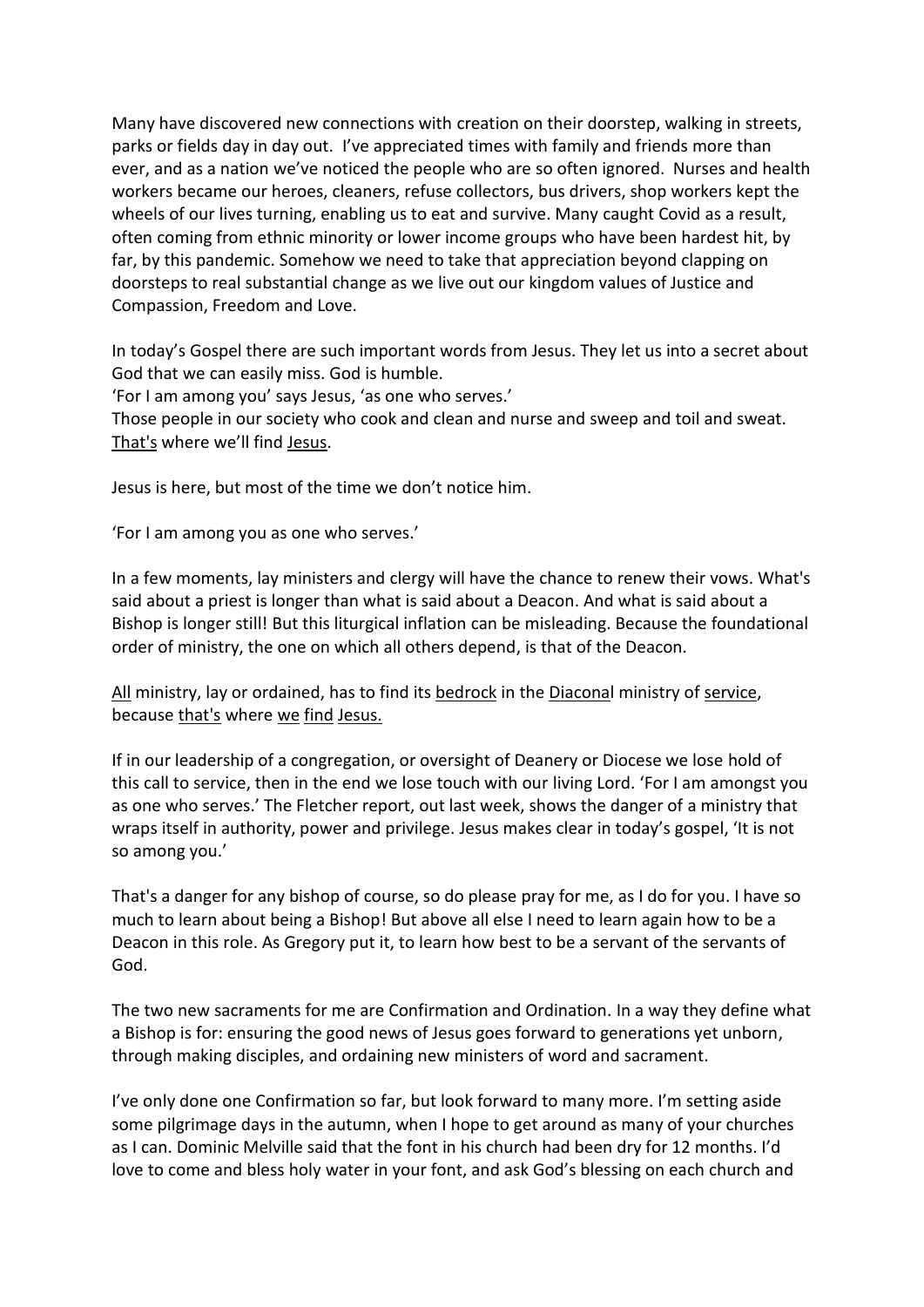Many have discovered new connections with creation on their doorstep, walking in streets, parks or fields day in day out. I've appreciated times with family and friends more than ever, and as a nation we've noticed the people who are so often ignored. Nurses and health workers became our heroes, cleaners, refuse collectors, bus drivers, shop workers kept the wheels of our lives turning, enabling us to eat and survive. Many caught Covid as a result, often coming from ethnic minority or lower income groups who have been hardest hit, by far, by this pandemic. Somehow we need to take that appreciation beyond clapping on doorsteps to real substantial change as we live out our kingdom values of Justice and Compassion, Freedom and Love.

In today's Gospel there are such important words from Jesus. They let us into a secret about God that we can easily miss. God is humble.
'For I am among you' says Jesus, 'as one who serves.'
Those people in our society who cook and clean and nurse and sweep and toil and sweat. <u>That's</u> where we'll find <u>Jesus</u>.

Jesus is here, but most of the time we don't notice him.

'For I am among you as one who serves.'

In a few moments, lay ministers and clergy will have the chance to renew their vows. What's said about a priest is longer than what is said about a Deacon. And what is said about a Bishop is longer still! But this liturgical inflation can be misleading. Because the foundational order of ministry, the one on which all others depend, is that of the Deacon.

<u>All</u> ministry, lay or ordained, has to find its <u>bedrock</u> in the <u>Diaconal</u> ministry of <u>service</u>, because <u>that's</u> where <u>we</u> <u>find</u> <u>Jesus.</u>

If in our leadership of a congregation, or oversight of Deanery or Diocese we lose hold of this call to service, then in the end we lose touch with our living Lord. 'For I am amongst you as one who serves.' The Fletcher report, out last week, shows the danger of a ministry that wraps itself in authority, power and privilege. Jesus makes clear in today's gospel, 'It is not so among you.'

That's a danger for any bishop of course, so do please pray for me, as I do for you. I have so much to learn about being a Bishop! But above all else I need to learn again how to be a Deacon in this role. As Gregory put it, to learn how best to be a servant of the servants of God.

The two new sacraments for me are Confirmation and Ordination. In a way they define what a Bishop is for: ensuring the good news of Jesus goes forward to generations yet unborn, through making disciples, and ordaining new ministers of word and sacrament.

I've only done one Confirmation so far, but look forward to many more. I'm setting aside some pilgrimage days in the autumn, when I hope to get around as many of your churches as I can. Dominic Melville said that the font in his church had been dry for 12 months. I'd love to come and bless holy water in your font, and ask God's blessing on each church and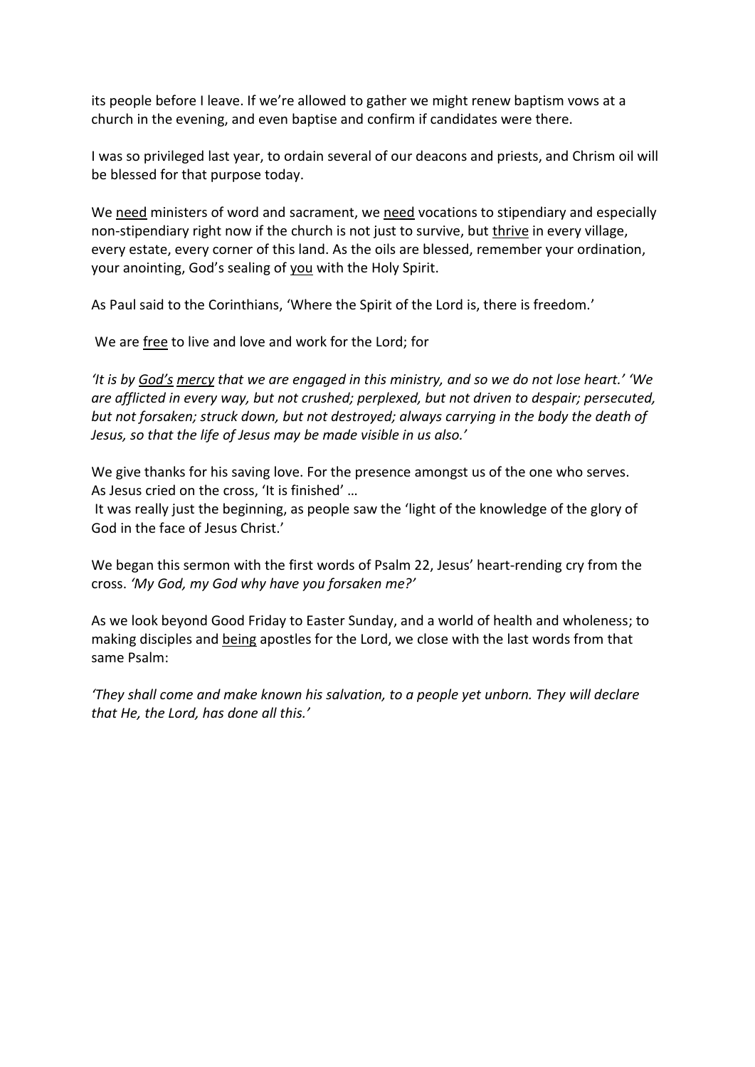its people before I leave. If we're allowed to gather we might renew baptism vows at a church in the evening, and even baptise and confirm if candidates were there.

I was so privileged last year, to ordain several of our deacons and priests, and Chrism oil will be blessed for that purpose today.

We need ministers of word and sacrament, we need vocations to stipendiary and especially non-stipendiary right now if the church is not just to survive, but thrive in every village, every estate, every corner of this land. As the oils are blessed, remember your ordination, your anointing, God's sealing of you with the Holy Spirit.

As Paul said to the Corinthians, 'Where the Spirit of the Lord is, there is freedom.'

We are free to live and love and work for the Lord; for

*'It is by God's mercy that we are engaged in this ministry, and so we do not lose heart.' 'We are afflicted in every way, but not crushed; perplexed, but not driven to despair; persecuted, but not forsaken; struck down, but not destroyed; always carrying in the body the death of Jesus, so that the life of Jesus may be made visible in us also.'*

We give thanks for his saving love. For the presence amongst us of the one who serves. As Jesus cried on the cross, 'It is finished' …
It was really just the beginning, as people saw the 'light of the knowledge of the glory of God in the face of Jesus Christ.'

We began this sermon with the first words of Psalm 22, Jesus' heart-rending cry from the cross. *'My God, my God why have you forsaken me?'*

As we look beyond Good Friday to Easter Sunday, and a world of health and wholeness; to making disciples and being apostles for the Lord, we close with the last words from that same Psalm:

*'They shall come and make known his salvation, to a people yet unborn. They will declare that He, the Lord, has done all this.'*